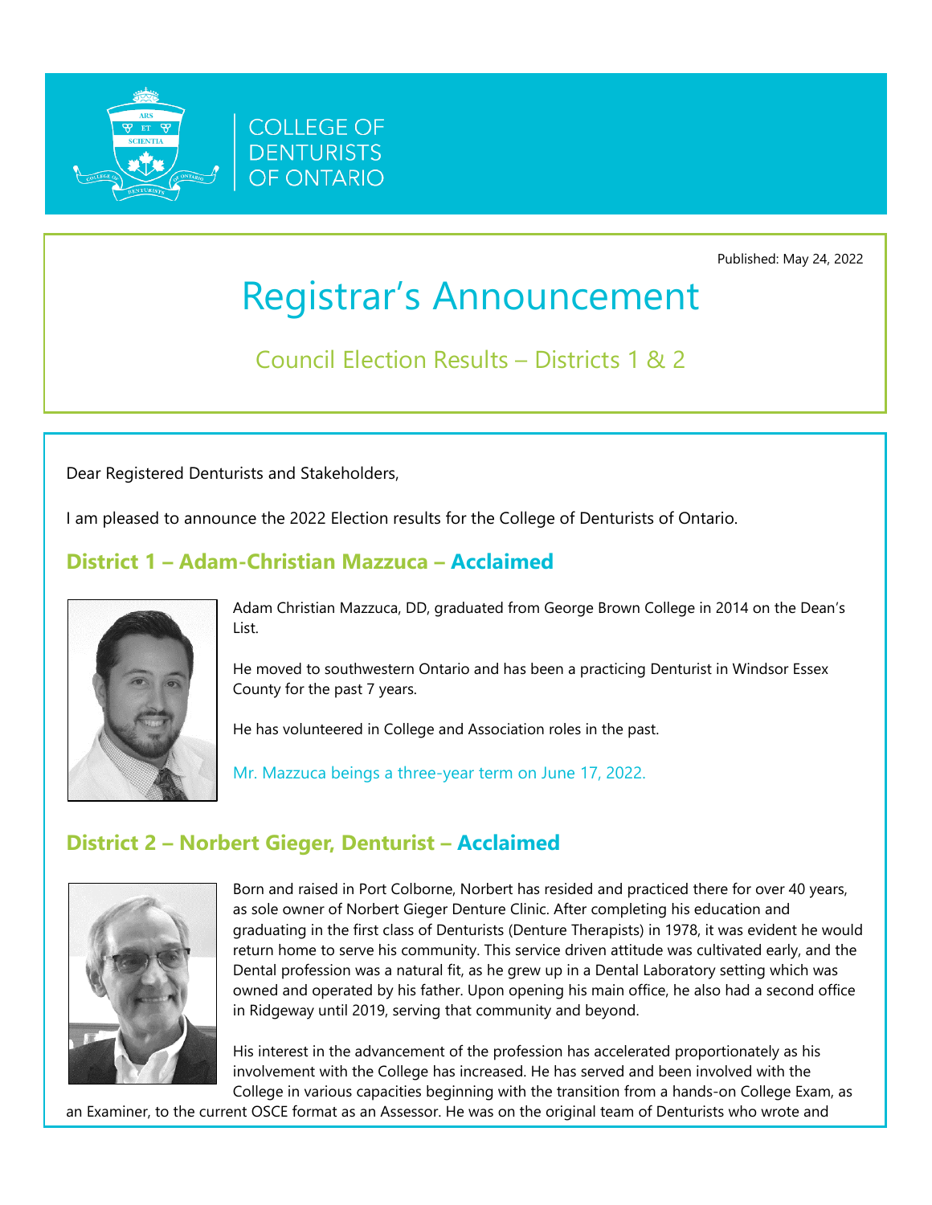COLLEGE OF DENTURISTS OF ONTARIO

Published: May 24, 2022

# Registrar's Announcement

## Council Election Results – Districts 1 & 2

Dear Registered Denturists and Stakeholders,

I am pleased to announce the 2022 Election results for the College of Denturists of Ontario.

### District 1 – Adam-Christian Mazzuca – Acclaimed

Adam Christian Mazzuca, DD, graduated from George Brown College in 2014 on the Dean's List.

He moved to southwestern Ontario and has been a practicing Denturist in Windsor Essex County for the past 7 years.

He has volunteered in College and Association roles in the past.

Mr. Mazzuca beings a three-year term on June 17, 2022.

### District 2 – Norbert Gieger, Denturist – Acclaimed

Born and raised in Port Colborne, Norbert has resided and practiced there for over 40 years, as sole owner of Norbert Gieger Denture Clinic. After completing his education and graduating in the first class of Denturists (Denture Therapists) in 1978, it was evident he would return home to serve his community. This service driven attitude was cultivated early, and the Dental profession was a natural fit, as he grew up in a Dental Laboratory setting which was owned and operated by his father. Upon opening his main office, he also had a second office in Ridgeway until 2019, serving that community and beyond.

His interest in the advancement of the profession has accelerated proportionately as his involvement with the College has increased. He has served and been involved with the College in various capacities beginning with the transition from a hands-on College Exam, as an Examiner, to the current OSCE format as an Assessor. He was on the original team of Denturists who wrote and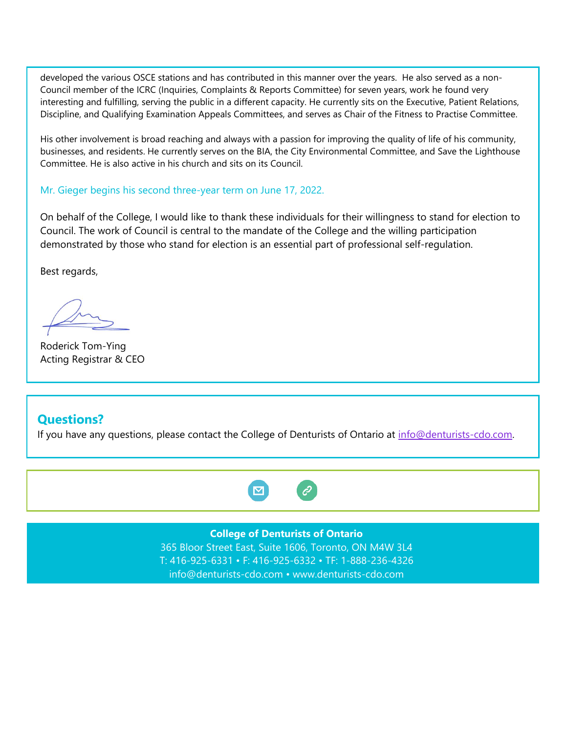developed the various OSCE stations and has contributed in this manner over the years. He also served as a non-Council member of the ICRC (Inquiries, Complaints & Reports Committee) for seven years, work he found very interesting and fulfilling, serving the public in a different capacity. He currently sits on the Executive, Patient Relations, Discipline, and Qualifying Examination Appeals Committees, and serves as Chair of the Fitness to Practise Committee.

His other involvement is broad reaching and always with a passion for improving the quality of life of his community, businesses, and residents. He currently serves on the BIA, the City Environmental Committee, and Save the Lighthouse Committee. He is also active in his church and sits on its Council.

Mr. Gieger begins his second three-year term on June 17, 2022.

On behalf of the College, I would like to thank these individuals for their willingness to stand for election to Council. The work of Council is central to the mandate of the College and the willing participation demonstrated by those who stand for election is an essential part of professional self-regulation.

Best regards,

Roderick Tom-Ying
Acting Registrar & CEO

## Questions?

If you have any questions, please contact the College of Denturists of Ontario at [info@denturists-cdo.com](mailto:info@denturists-cdo.com).

**College of Denturists of Ontario**
365 Bloor Street East, Suite 1606, Toronto, ON M4W 3L4
T: 416-925-6331 • F: 416-925-6332 • TF: 1-888-236-4326
info@denturists-cdo.com • www.denturists-cdo.com